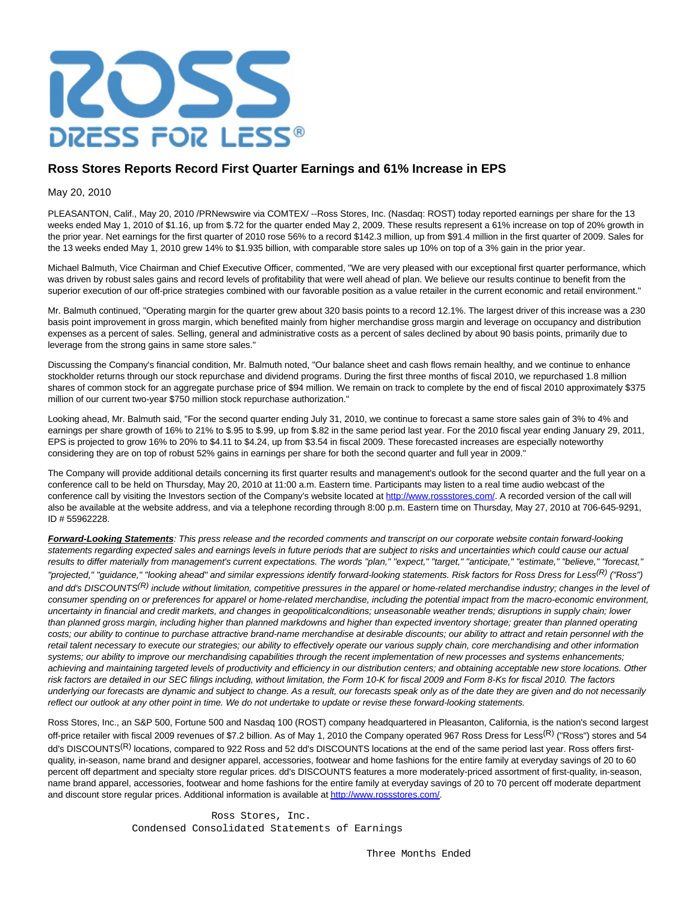# Ross Stores Reports Record First Quarter Earnings and 61% Increase in EPS

May 20, 2010

PLEASANTON, Calif., May 20, 2010 /PRNewswire via COMTEX/ --Ross Stores, Inc. (Nasdaq: ROST) today reported earnings per share for the 13 weeks ended May 1, 2010 of $1.16, up from $.72 for the quarter ended May 2, 2009. These results represent a 61% increase on top of 20% growth in the prior year. Net earnings for the first quarter of 2010 rose 56% to a record $142.3 million, up from $91.4 million in the first quarter of 2009. Sales for the 13 weeks ended May 1, 2010 grew 14% to $1.935 billion, with comparable store sales up 10% on top of a 3% gain in the prior year.

Michael Balmuth, Vice Chairman and Chief Executive Officer, commented, "We are very pleased with our exceptional first quarter performance, which was driven by robust sales gains and record levels of profitability that were well ahead of plan. We believe our results continue to benefit from the superior execution of our off-price strategies combined with our favorable position as a value retailer in the current economic and retail environment."

Mr. Balmuth continued, "Operating margin for the quarter grew about 320 basis points to a record 12.1%. The largest driver of this increase was a 230 basis point improvement in gross margin, which benefited mainly from higher merchandise gross margin and leverage on occupancy and distribution expenses as a percent of sales. Selling, general and administrative costs as a percent of sales declined by about 90 basis points, primarily due to leverage from the strong gains in same store sales."

Discussing the Company's financial condition, Mr. Balmuth noted, "Our balance sheet and cash flows remain healthy, and we continue to enhance stockholder returns through our stock repurchase and dividend programs. During the first three months of fiscal 2010, we repurchased 1.8 million shares of common stock for an aggregate purchase price of $94 million. We remain on track to complete by the end of fiscal 2010 approximately $375 million of our current two-year $750 million stock repurchase authorization."

Looking ahead, Mr. Balmuth said, "For the second quarter ending July 31, 2010, we continue to forecast a same store sales gain of 3% to 4% and earnings per share growth of 16% to 21% to $.95 to $.99, up from $.82 in the same period last year. For the 2010 fiscal year ending January 29, 2011, EPS is projected to grow 16% to 20% to $4.11 to $4.24, up from $3.54 in fiscal 2009. These forecasted increases are especially noteworthy considering they are on top of robust 52% gains in earnings per share for both the second quarter and full year in 2009."

The Company will provide additional details concerning its first quarter results and management's outlook for the second quarter and the full year on a conference call to be held on Thursday, May 20, 2010 at 11:00 a.m. Eastern time. Participants may listen to a real time audio webcast of the conference call by visiting the Investors section of the Company's website located at http://www.rossstores.com/. A recorded version of the call will also be available at the website address, and via a telephone recording through 8:00 p.m. Eastern time on Thursday, May 27, 2010 at 706-645-9291, ID # 55962228.

***Forward-Looking Statements****: This press release and the recorded comments and transcript on our corporate website contain forward-looking statements regarding expected sales and earnings levels in future periods that are subject to risks and uncertainties which could cause our actual results to differ materially from management's current expectations. The words "plan," "expect," "target," "anticipate," "estimate," "believe," "forecast," "projected," "guidance," "looking ahead" and similar expressions identify forward-looking statements. Risk factors for Ross Dress for Less(R) ("Ross") and dd's DISCOUNTS(R) include without limitation, competitive pressures in the apparel or home-related merchandise industry; changes in the level of consumer spending on or preferences for apparel or home-related merchandise, including the potential impact from the macro-economic environment, uncertainty in financial and credit markets, and changes in geopoliticalconditions; unseasonable weather trends; disruptions in supply chain; lower than planned gross margin, including higher than planned markdowns and higher than expected inventory shortage; greater than planned operating costs; our ability to continue to purchase attractive brand-name merchandise at desirable discounts; our ability to attract and retain personnel with the retail talent necessary to execute our strategies; our ability to effectively operate our various supply chain, core merchandising and other information systems; our ability to improve our merchandising capabilities through the recent implementation of new processes and systems enhancements; achieving and maintaining targeted levels of productivity and efficiency in our distribution centers; and obtaining acceptable new store locations. Other risk factors are detailed in our SEC filings including, without limitation, the Form 10-K for fiscal 2009 and Form 8-Ks for fiscal 2010. The factors underlying our forecasts are dynamic and subject to change. As a result, our forecasts speak only as of the date they are given and do not necessarily reflect our outlook at any other point in time. We do not undertake to update or revise these forward-looking statements.*

Ross Stores, Inc., an S&P 500, Fortune 500 and Nasdaq 100 (ROST) company headquartered in Pleasanton, California, is the nation's second largest off-price retailer with fiscal 2009 revenues of $7.2 billion. As of May 1, 2010 the Company operated 967 Ross Dress for Less(R) ("Ross") stores and 54 dd's DISCOUNTS(R) locations, compared to 922 Ross and 52 dd's DISCOUNTS locations at the end of the same period last year. Ross offers first-quality, in-season, name brand and designer apparel, accessories, footwear and home fashions for the entire family at everyday savings of 20 to 60 percent off department and specialty store regular prices. dd's DISCOUNTS features a more moderately-priced assortment of first-quality, in-season, name brand apparel, accessories, footwear and home fashions for the entire family at everyday savings of 20 to 70 percent off moderate department and discount store regular prices. Additional information is available at http://www.rossstores.com/.

```
                    Ross Stores, Inc.
          Condensed Consolidated Statements of Earnings

                                                  Three Months Ended
```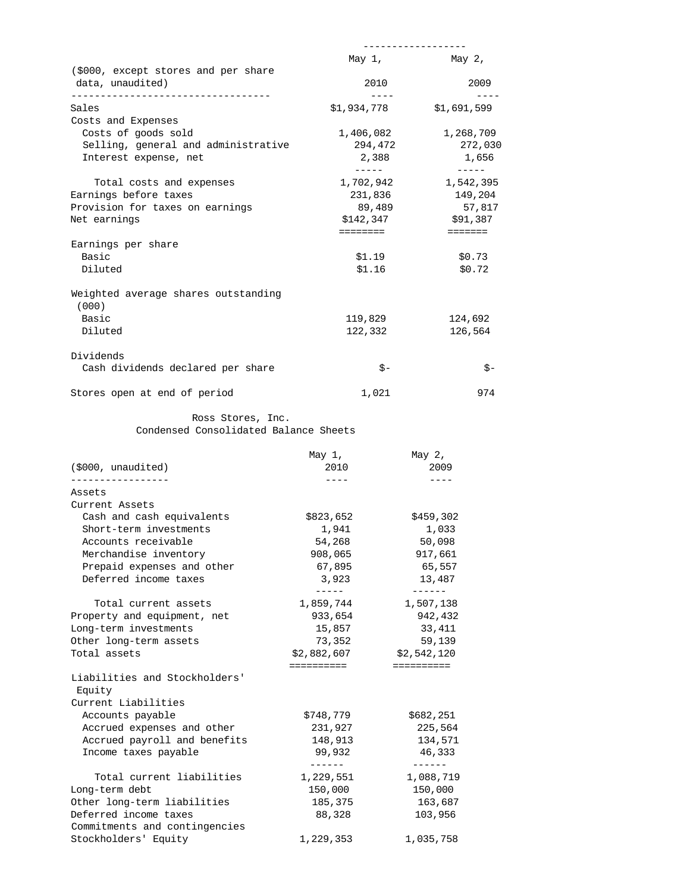| ($000, except stores and per share data, unaudited) | May 1, 2010 | May 2, 2009 |
|---|---|---|
| Sales | $1,934,778 | $1,691,599 |
| Costs and Expenses | | |
| Costs of goods sold | 1,406,082 | 1,268,709 |
| Selling, general and administrative | 294,472 | 272,030 |
| Interest expense, net | 2,388 | 1,656 |
| Total costs and expenses | 1,702,942 | 1,542,395 |
| Earnings before taxes | 231,836 | 149,204 |
| Provision for taxes on earnings | 89,489 | 57,817 |
| Net earnings | $142,347 | $91,387 |
| Earnings per share | | |
| Basic | $1.19 | $0.73 |
| Diluted | $1.16 | $0.72 |
| Weighted average shares outstanding (000) | | |
| Basic | 119,829 | 124,692 |
| Diluted | 122,332 | 126,564 |
| Dividends | | |
| Cash dividends declared per share | $- | $- |
| Stores open at end of period | 1,021 | 974 |

## Ross Stores, Inc.
## Condensed Consolidated Balance Sheets

| ($000, unaudited) | May 1, 2010 | May 2, 2009 |
|---|---|---|
| Assets | | |
| Current Assets | | |
| Cash and cash equivalents | $823,652 | $459,302 |
| Short-term investments | 1,941 | 1,033 |
| Accounts receivable | 54,268 | 50,098 |
| Merchandise inventory | 908,065 | 917,661 |
| Prepaid expenses and other | 67,895 | 65,557 |
| Deferred income taxes | 3,923 | 13,487 |
| Total current assets | 1,859,744 | 1,507,138 |
| Property and equipment, net | 933,654 | 942,432 |
| Long-term investments | 15,857 | 33,411 |
| Other long-term assets | 73,352 | 59,139 |
| Total assets | $2,882,607 | $2,542,120 |
| Liabilities and Stockholders' Equity | | |
| Current Liabilities | | |
| Accounts payable | $748,779 | $682,251 |
| Accrued expenses and other | 231,927 | 225,564 |
| Accrued payroll and benefits | 148,913 | 134,571 |
| Income taxes payable | 99,932 | 46,333 |
| Total current liabilities | 1,229,551 | 1,088,719 |
| Long-term debt | 150,000 | 150,000 |
| Other long-term liabilities | 185,375 | 163,687 |
| Deferred income taxes | 88,328 | 103,956 |
| Commitments and contingencies | | |
| Stockholders' Equity | 1,229,353 | 1,035,758 |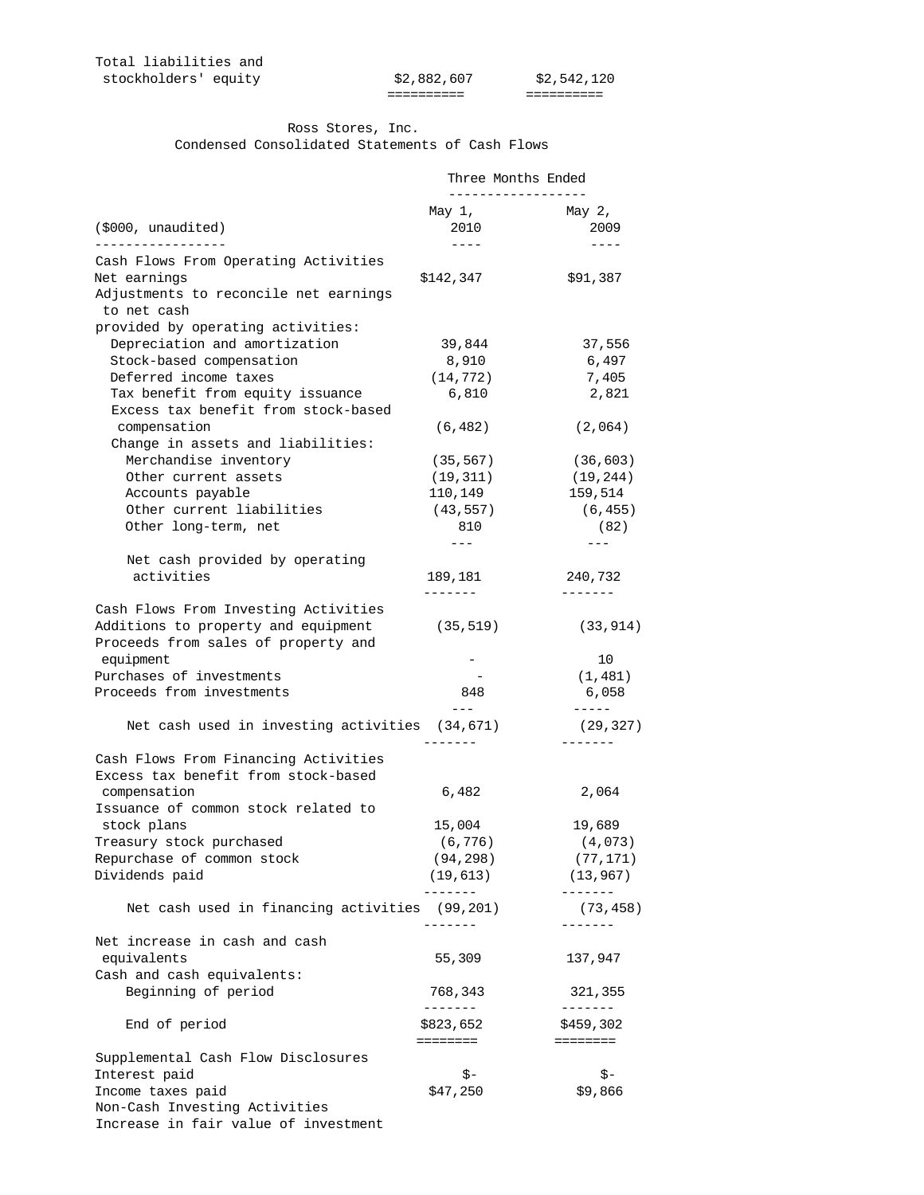| | | |
|---|---|---|
| Total liabilities and stockholders' equity | $2,882,607 | $2,542,120 |

Ross Stores, Inc.
Condensed Consolidated Statements of Cash Flows

| ($000, unaudited) | Three Months Ended May 1, 2010 | May 2, 2009 |
|---|---|---|
| **Cash Flows From Operating Activities** | | |
| Net earnings | $142,347 | $91,387 |
| Adjustments to reconcile net earnings to net cash provided by operating activities: | | |
| Depreciation and amortization | 39,844 | 37,556 |
| Stock-based compensation | 8,910 | 6,497 |
| Deferred income taxes | (14,772) | 7,405 |
| Tax benefit from equity issuance | 6,810 | 2,821 |
| Excess tax benefit from stock-based compensation | (6,482) | (2,064) |
| Change in assets and liabilities: | | |
| Merchandise inventory | (35,567) | (36,603) |
| Other current assets | (19,311) | (19,244) |
| Accounts payable | 110,149 | 159,514 |
| Other current liabilities | (43,557) | (6,455) |
| Other long-term, net | 810 | (82) |
| Net cash provided by operating activities | 189,181 | 240,732 |
| **Cash Flows From Investing Activities** | | |
| Additions to property and equipment | (35,519) | (33,914) |
| Proceeds from sales of property and equipment | - | 10 |
| Purchases of investments | - | (1,481) |
| Proceeds from investments | 848 | 6,058 |
| Net cash used in investing activities | (34,671) | (29,327) |
| **Cash Flows From Financing Activities** | | |
| Excess tax benefit from stock-based compensation | 6,482 | 2,064 |
| Issuance of common stock related to stock plans | 15,004 | 19,689 |
| Treasury stock purchased | (6,776) | (4,073) |
| Repurchase of common stock | (94,298) | (77,171) |
| Dividends paid | (19,613) | (13,967) |
| Net cash used in financing activities | (99,201) | (73,458) |
| Net increase in cash and cash equivalents | 55,309 | 137,947 |
| Cash and cash equivalents: | | |
| Beginning of period | 768,343 | 321,355 |
| End of period | $823,652 | $459,302 |
| **Supplemental Cash Flow Disclosures** | | |
| Interest paid | $- | $- |
| Income taxes paid | $47,250 | $9,866 |
| Non-Cash Investing Activities | | |
| Increase in fair value of investment | | |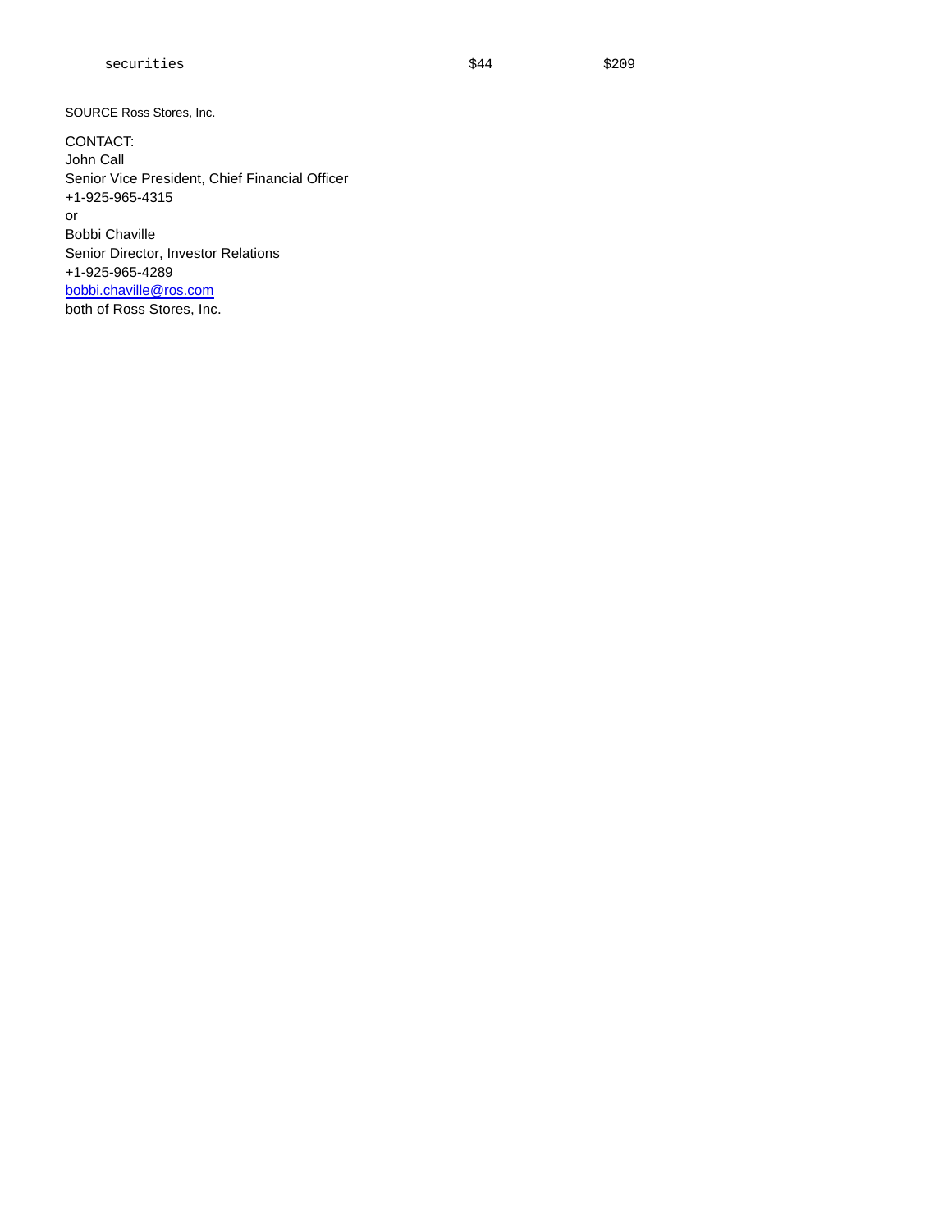| | | |
|---|---|---|
| securities | $44 | $209 |

SOURCE Ross Stores, Inc.

CONTACT:
John Call
Senior Vice President, Chief Financial Officer
+1-925-965-4315
or
Bobbi Chaville
Senior Director, Investor Relations
+1-925-965-4289
bobbi.chaville@ros.com
both of Ross Stores, Inc.